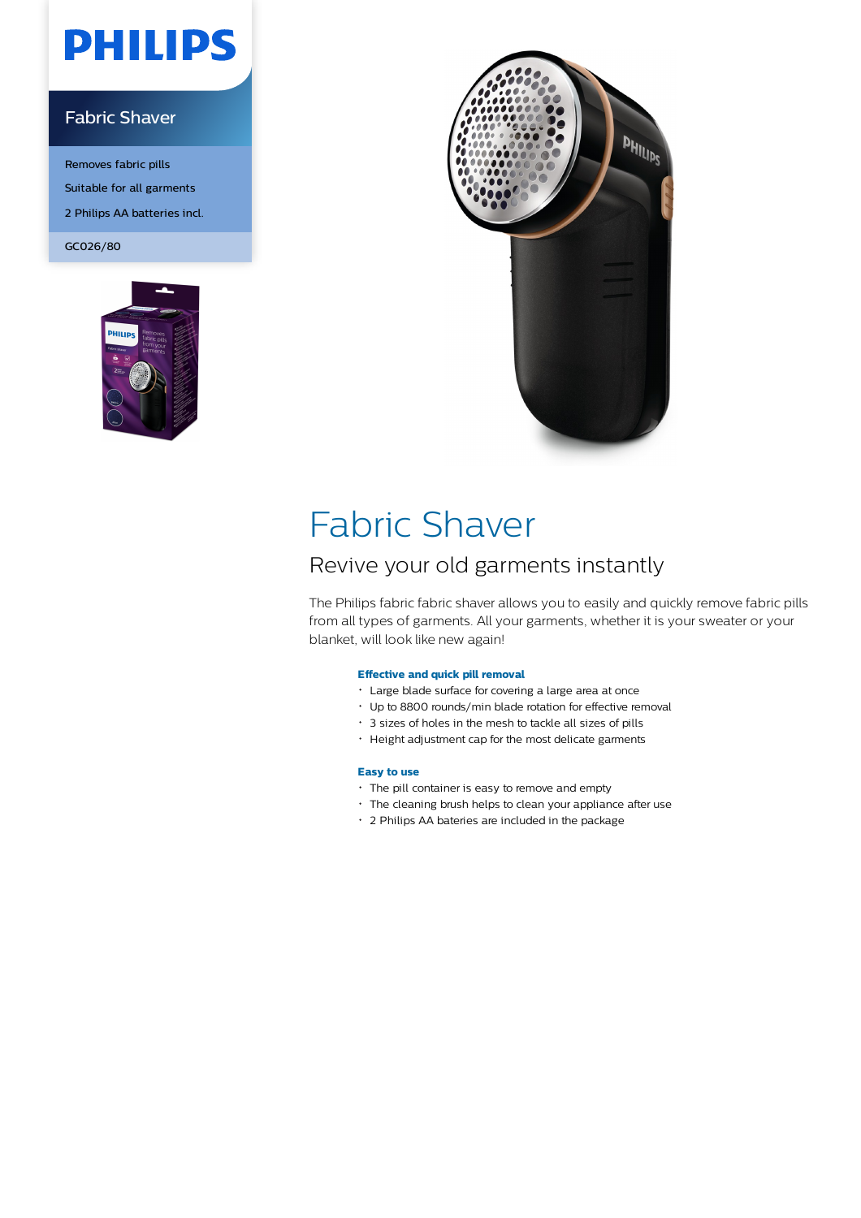PHILIPS

Fabric Shaver

Removes fabric pills

Suitable for all garments

2 Philips AA batteries incl.

GC026/80

# Fabric Shaver

## Revive your old garments instantly

The Philips fabric fabric shaver allows you to easily and quickly remove fabric pills from all types of garments. All your garments, whether it is your sweater or your blanket, will look like new again!

**Effective and quick pill removal**

- Large blade surface for covering a large area at once
- Up to 8800 rounds/min blade rotation for effective removal
- 3 sizes of holes in the mesh to tackle all sizes of pills
- Height adjustment cap for the most delicate garments

**Easy to use**

- The pill container is easy to remove and empty
- The cleaning brush helps to clean your appliance after use
- 2 Philips AA bateries are included in the package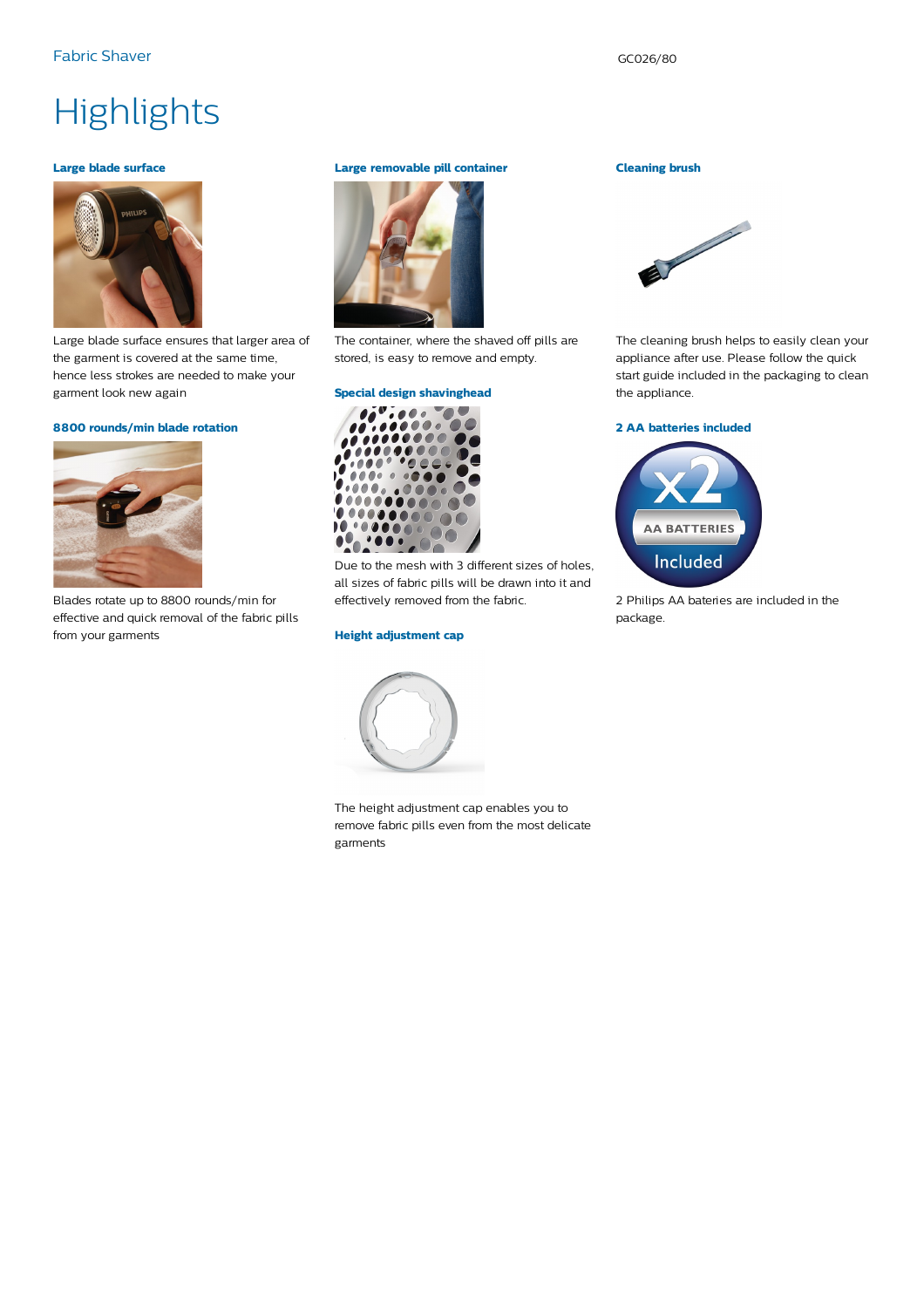# Highlights

### Large blade surface

Large blade surface ensures that larger area of the garment is covered at the same time, hence less strokes are needed to make your garment look new again

### 8800 rounds/min blade rotation

Blades rotate up to 8800 rounds/min for effective and quick removal of the fabric pills from your garments

### Large removable pill container

The container, where the shaved off pills are stored, is easy to remove and empty.

### Special design shavinghead

Due to the mesh with 3 different sizes of holes, all sizes of fabric pills will be drawn into it and effectively removed from the fabric.

### Height adjustment cap

The height adjustment cap enables you to remove fabric pills even from the most delicate garments

### Cleaning brush

The cleaning brush helps to easily clean your appliance after use. Please follow the quick start guide included in the packaging to clean the appliance.

### 2 AA batteries included

2 Philips AA bateries are included in the package.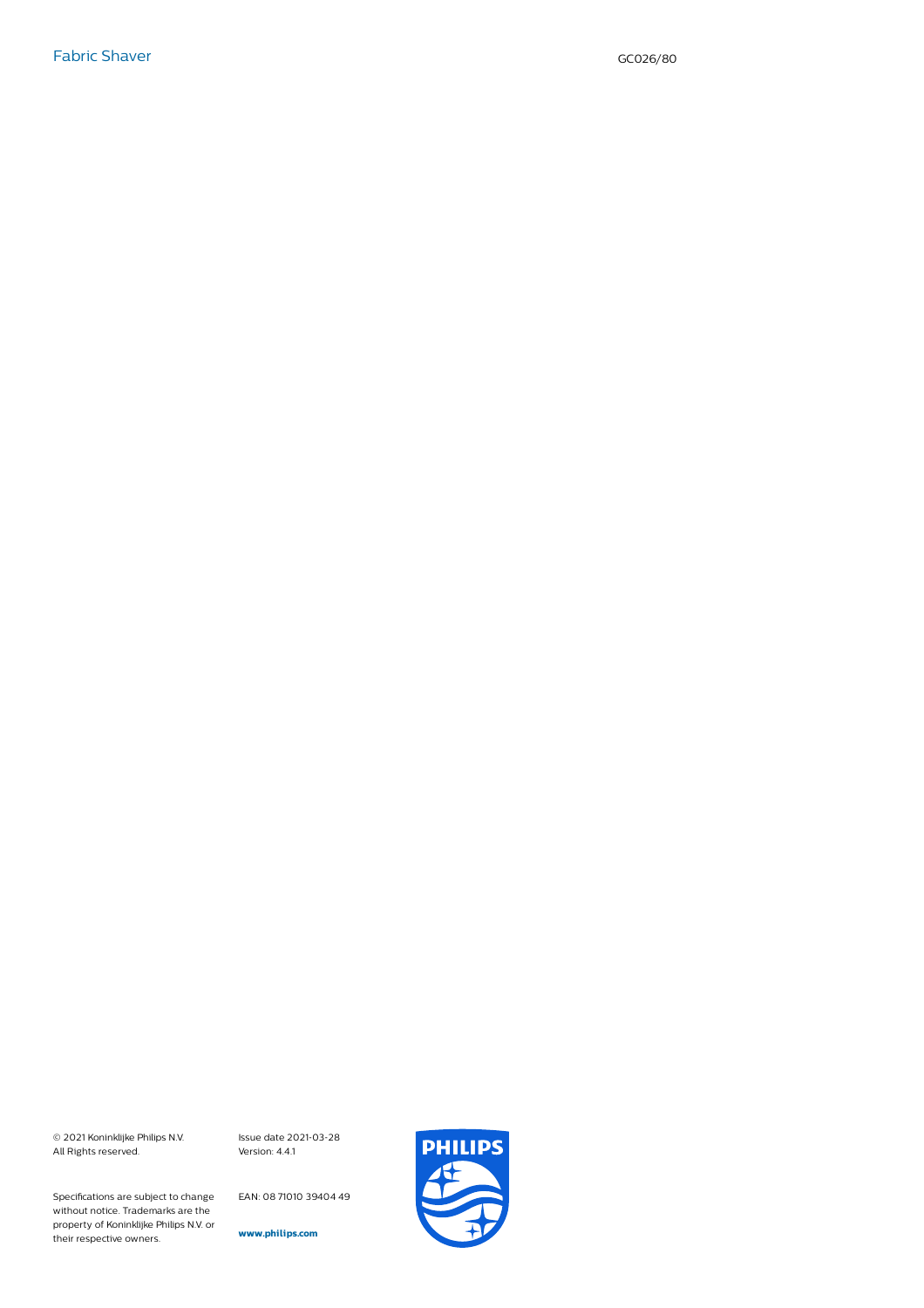© 2021 Koninklijke Philips N.V.
All Rights reserved.

Specifications are subject to change without notice. Trademarks are the property of Koninklijke Philips N.V. or their respective owners.

Issue date 2021-03-28
Version: 4.4.1

EAN: 08 71010 39404 49

**www.philips.com**